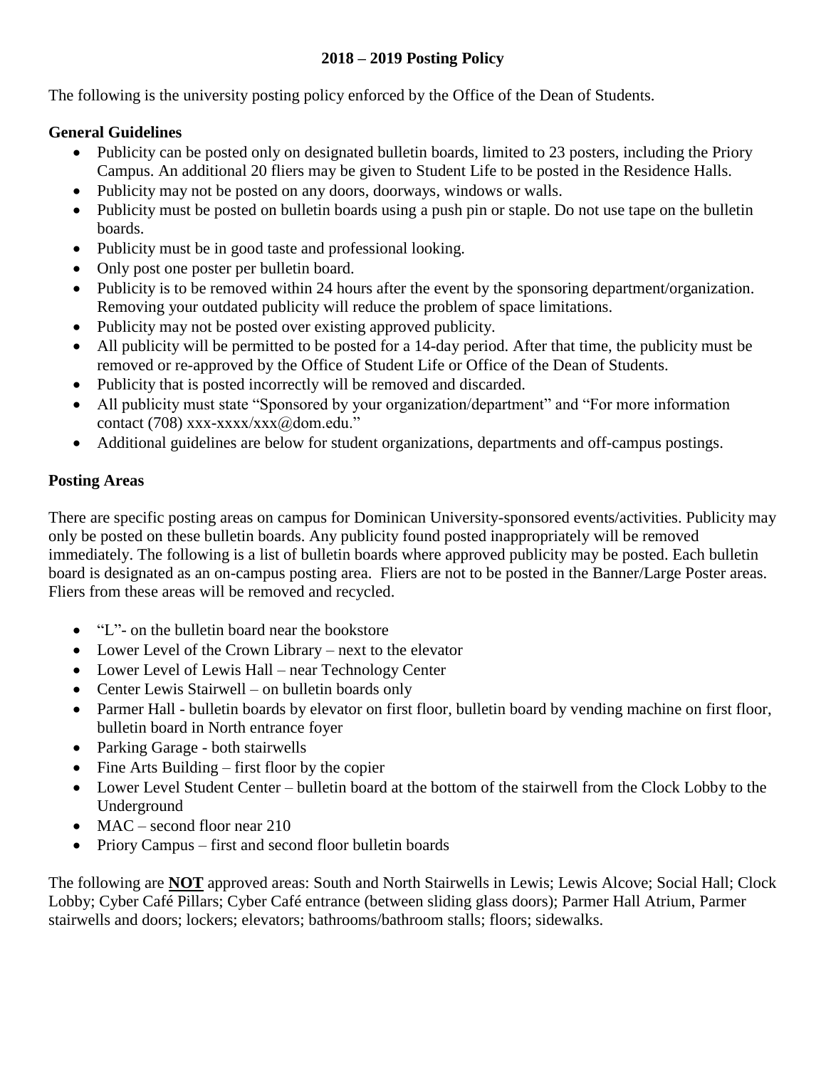# 2018 – 2019 Posting Policy

The following is the university posting policy enforced by the Office of the Dean of Students.

### General Guidelines

- Publicity can be posted only on designated bulletin boards, limited to 23 posters, including the Priory Campus. An additional 20 fliers may be given to Student Life to be posted in the Residence Halls.
- Publicity may not be posted on any doors, doorways, windows or walls.
- Publicity must be posted on bulletin boards using a push pin or staple. Do not use tape on the bulletin boards.
- Publicity must be in good taste and professional looking.
- Only post one poster per bulletin board.
- Publicity is to be removed within 24 hours after the event by the sponsoring department/organization. Removing your outdated publicity will reduce the problem of space limitations.
- Publicity may not be posted over existing approved publicity.
- All publicity will be permitted to be posted for a 14-day period. After that time, the publicity must be removed or re-approved by the Office of Student Life or Office of the Dean of Students.
- Publicity that is posted incorrectly will be removed and discarded.
- All publicity must state "Sponsored by your organization/department" and "For more information contact (708) xxx-xxxx/xxx@dom.edu."
- Additional guidelines are below for student organizations, departments and off-campus postings.

### Posting Areas

There are specific posting areas on campus for Dominican University-sponsored events/activities. Publicity may only be posted on these bulletin boards. Any publicity found posted inappropriately will be removed immediately. The following is a list of bulletin boards where approved publicity may be posted. Each bulletin board is designated as an on-campus posting area. Fliers are not to be posted in the Banner/Large Poster areas. Fliers from these areas will be removed and recycled.

- "L"- on the bulletin board near the bookstore
- Lower Level of the Crown Library – next to the elevator
- Lower Level of Lewis Hall – near Technology Center
- Center Lewis Stairwell – on bulletin boards only
- Parmer Hall - bulletin boards by elevator on first floor, bulletin board by vending machine on first floor, bulletin board in North entrance foyer
- Parking Garage - both stairwells
- Fine Arts Building – first floor by the copier
- Lower Level Student Center – bulletin board at the bottom of the stairwell from the Clock Lobby to the Underground
- MAC – second floor near 210
- Priory Campus – first and second floor bulletin boards

The following are **NOT** approved areas: South and North Stairwells in Lewis; Lewis Alcove; Social Hall; Clock Lobby; Cyber Café Pillars; Cyber Café entrance (between sliding glass doors); Parmer Hall Atrium, Parmer stairwells and doors; lockers; elevators; bathrooms/bathroom stalls; floors; sidewalks.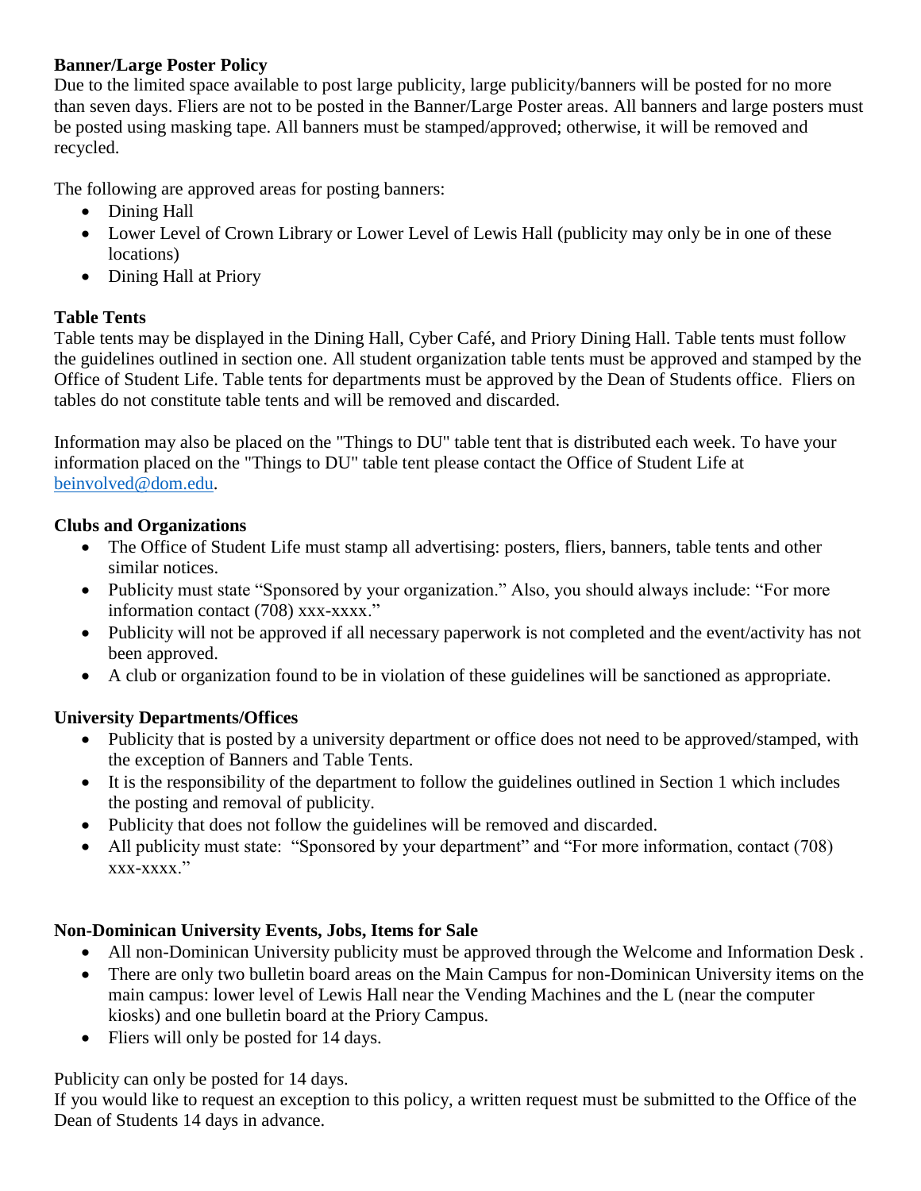**Banner/Large Poster Policy**

Due to the limited space available to post large publicity, large publicity/banners will be posted for no more than seven days. Fliers are not to be posted in the Banner/Large Poster areas. All banners and large posters must be posted using masking tape. All banners must be stamped/approved; otherwise, it will be removed and recycled.

The following are approved areas for posting banners:

- Dining Hall
- Lower Level of Crown Library or Lower Level of Lewis Hall (publicity may only be in one of these locations)
- Dining Hall at Priory

**Table Tents**

Table tents may be displayed in the Dining Hall, Cyber Café, and Priory Dining Hall. Table tents must follow the guidelines outlined in section one. All student organization table tents must be approved and stamped by the Office of Student Life. Table tents for departments must be approved by the Dean of Students office. Fliers on tables do not constitute table tents and will be removed and discarded.

Information may also be placed on the "Things to DU" table tent that is distributed each week. To have your information placed on the "Things to DU" table tent please contact the Office of Student Life at beinvolved@dom.edu.

**Clubs and Organizations**

- The Office of Student Life must stamp all advertising: posters, fliers, banners, table tents and other similar notices.
- Publicity must state "Sponsored by your organization." Also, you should always include: "For more information contact (708) xxx-xxxx."
- Publicity will not be approved if all necessary paperwork is not completed and the event/activity has not been approved.
- A club or organization found to be in violation of these guidelines will be sanctioned as appropriate.

**University Departments/Offices**

- Publicity that is posted by a university department or office does not need to be approved/stamped, with the exception of Banners and Table Tents.
- It is the responsibility of the department to follow the guidelines outlined in Section 1 which includes the posting and removal of publicity.
- Publicity that does not follow the guidelines will be removed and discarded.
- All publicity must state: "Sponsored by your department" and "For more information, contact (708) xxx-xxxx."

**Non-Dominican University Events, Jobs, Items for Sale**

- All non-Dominican University publicity must be approved through the Welcome and Information Desk .
- There are only two bulletin board areas on the Main Campus for non-Dominican University items on the main campus: lower level of Lewis Hall near the Vending Machines and the L (near the computer kiosks) and one bulletin board at the Priory Campus.
- Fliers will only be posted for 14 days.

Publicity can only be posted for 14 days.
If you would like to request an exception to this policy, a written request must be submitted to the Office of the Dean of Students 14 days in advance.